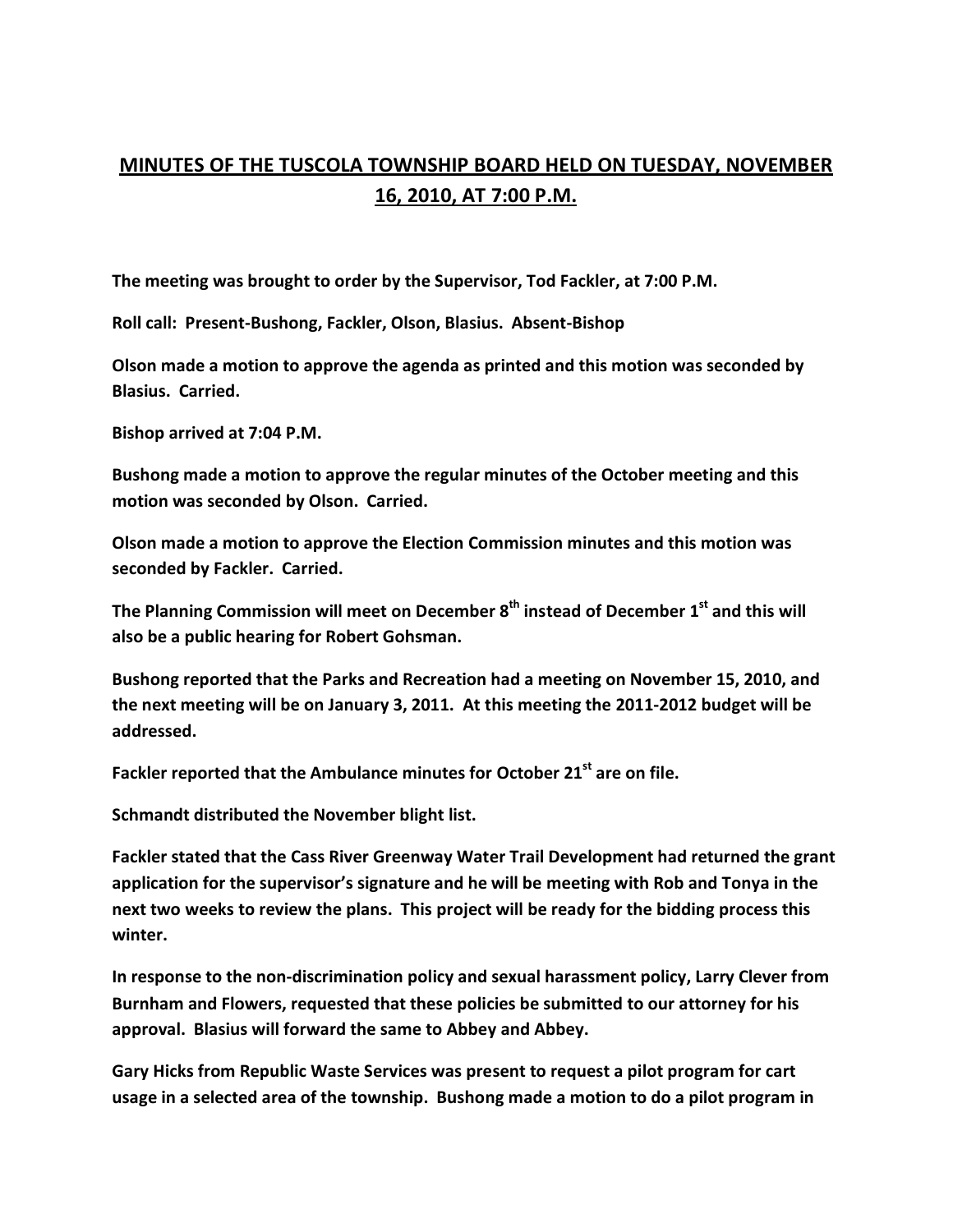# MINUTES OF THE TUSCOLA TOWNSHIP BOARD HELD ON TUESDAY, NOVEMBER 16, 2010, AT 7:00 P.M.

**The meeting was brought to order by the Supervisor, Tod Fackler, at 7:00 P.M.**

**Roll call: Present-Bushong, Fackler, Olson, Blasius. Absent-Bishop**

**Olson made a motion to approve the agenda as printed and this motion was seconded by Blasius. Carried.**

**Bishop arrived at 7:04 P.M.**

**Bushong made a motion to approve the regular minutes of the October meeting and this motion was seconded by Olson. Carried.**

**Olson made a motion to approve the Election Commission minutes and this motion was seconded by Fackler. Carried.**

**The Planning Commission will meet on December 8th instead of December 1st and this will also be a public hearing for Robert Gohsman.**

**Bushong reported that the Parks and Recreation had a meeting on November 15, 2010, and the next meeting will be on January 3, 2011. At this meeting the 2011-2012 budget will be addressed.**

**Fackler reported that the Ambulance minutes for October 21st are on file.**

**Schmandt distributed the November blight list.**

**Fackler stated that the Cass River Greenway Water Trail Development had returned the grant application for the supervisor's signature and he will be meeting with Rob and Tonya in the next two weeks to review the plans. This project will be ready for the bidding process this winter.**

**In response to the non-discrimination policy and sexual harassment policy, Larry Clever from Burnham and Flowers, requested that these policies be submitted to our attorney for his approval. Blasius will forward the same to Abbey and Abbey.**

**Gary Hicks from Republic Waste Services was present to request a pilot program for cart usage in a selected area of the township. Bushong made a motion to do a pilot program in**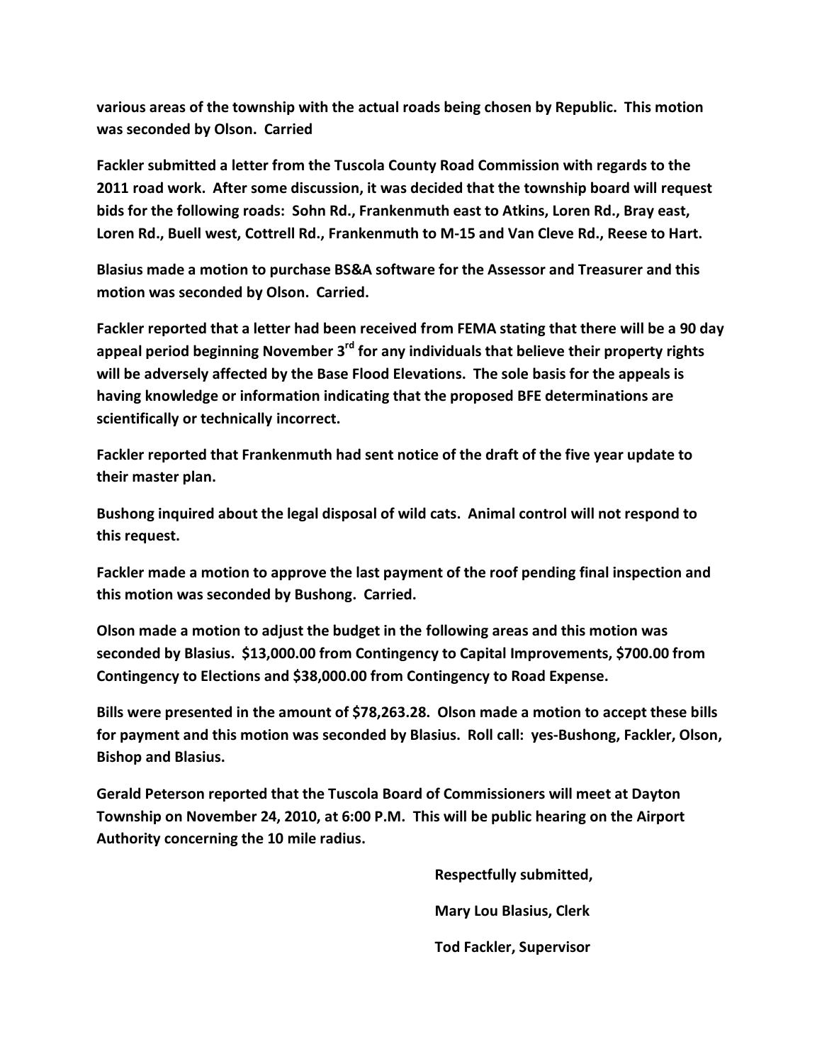**various areas of the township with the actual roads being chosen by Republic. This motion was seconded by Olson. Carried**

**Fackler submitted a letter from the Tuscola County Road Commission with regards to the 2011 road work. After some discussion, it was decided that the township board will request bids for the following roads: Sohn Rd., Frankenmuth east to Atkins, Loren Rd., Bray east, Loren Rd., Buell west, Cottrell Rd., Frankenmuth to M-15 and Van Cleve Rd., Reese to Hart.**

**Blasius made a motion to purchase BS&A software for the Assessor and Treasurer and this motion was seconded by Olson. Carried.**

**Fackler reported that a letter had been received from FEMA stating that there will be a 90 day appeal period beginning November 3rd for any individuals that believe their property rights will be adversely affected by the Base Flood Elevations. The sole basis for the appeals is having knowledge or information indicating that the proposed BFE determinations are scientifically or technically incorrect.**

**Fackler reported that Frankenmuth had sent notice of the draft of the five year update to their master plan.**

**Bushong inquired about the legal disposal of wild cats. Animal control will not respond to this request.**

**Fackler made a motion to approve the last payment of the roof pending final inspection and this motion was seconded by Bushong. Carried.**

**Olson made a motion to adjust the budget in the following areas and this motion was seconded by Blasius. $13,000.00 from Contingency to Capital Improvements, $700.00 from Contingency to Elections and $38,000.00 from Contingency to Road Expense.**

**Bills were presented in the amount of $78,263.28. Olson made a motion to accept these bills for payment and this motion was seconded by Blasius. Roll call: yes-Bushong, Fackler, Olson, Bishop and Blasius.**

**Gerald Peterson reported that the Tuscola Board of Commissioners will meet at Dayton Township on November 24, 2010, at 6:00 P.M. This will be public hearing on the Airport Authority concerning the 10 mile radius.**

**Respectfully submitted,**

**Mary Lou Blasius, Clerk**

**Tod Fackler, Supervisor**